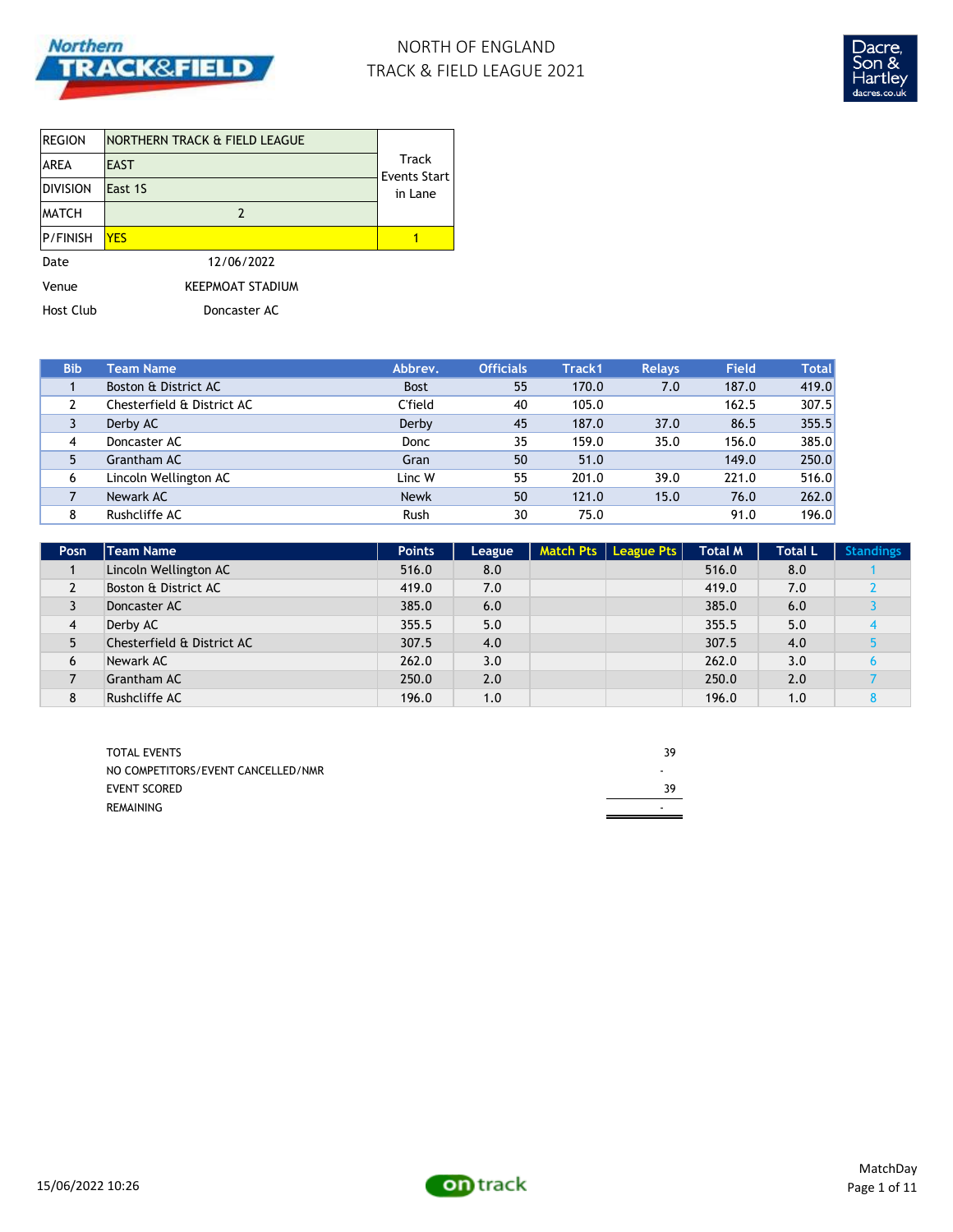# NORTH OF ENGLAND
# TRACK & FIELD LEAGUE 2021

| | | |
|---|---|---|
| REGION | NORTHERN TRACK & FIELD LEAGUE | Track Events Start in Lane |
| AREA | EAST | |
| DIVISION | East 1S | |
| MATCH | 2 | |
| P/FINISH | YES | 1 |

Date 12/06/2022

Venue KEEPMOAT STADIUM

Host Club Doncaster AC

| Bib | Team Name | Abbrev. | Officials | Track1 | Relays | Field | Total |
|---|---|---|---|---|---|---|---|
| 1 | Boston & District AC | Bost | 55 | 170.0 | 7.0 | 187.0 | 419.0 |
| 2 | Chesterfield & District AC | C'field | 40 | 105.0 | | 162.5 | 307.5 |
| 3 | Derby AC | Derby | 45 | 187.0 | 37.0 | 86.5 | 355.5 |
| 4 | Doncaster AC | Donc | 35 | 159.0 | 35.0 | 156.0 | 385.0 |
| 5 | Grantham AC | Gran | 50 | 51.0 | | 149.0 | 250.0 |
| 6 | Lincoln Wellington AC | Linc W | 55 | 201.0 | 39.0 | 221.0 | 516.0 |
| 7 | Newark AC | Newk | 50 | 121.0 | 15.0 | 76.0 | 262.0 |
| 8 | Rushcliffe AC | Rush | 30 | 75.0 | | 91.0 | 196.0 |

| Posn | Team Name | Points | League | Match Pts | League Pts | Total M | Total L | Standings |
|---|---|---|---|---|---|---|---|---|
| 1 | Lincoln Wellington AC | 516.0 | 8.0 | | | 516.0 | 8.0 | 1 |
| 2 | Boston & District AC | 419.0 | 7.0 | | | 419.0 | 7.0 | 2 |
| 3 | Doncaster AC | 385.0 | 6.0 | | | 385.0 | 6.0 | 3 |
| 4 | Derby AC | 355.5 | 5.0 | | | 355.5 | 5.0 | 4 |
| 5 | Chesterfield & District AC | 307.5 | 4.0 | | | 307.5 | 4.0 | 5 |
| 6 | Newark AC | 262.0 | 3.0 | | | 262.0 | 3.0 | 6 |
| 7 | Grantham AC | 250.0 | 2.0 | | | 250.0 | 2.0 | 7 |
| 8 | Rushcliffe AC | 196.0 | 1.0 | | | 196.0 | 1.0 | 8 |

| | |
|---|---|
| TOTAL EVENTS | 39 |
| NO COMPETITORS/EVENT CANCELLED/NMR | - |
| EVENT SCORED | 39 |
| REMAINING | - |

15/06/2022 10:26

MatchDay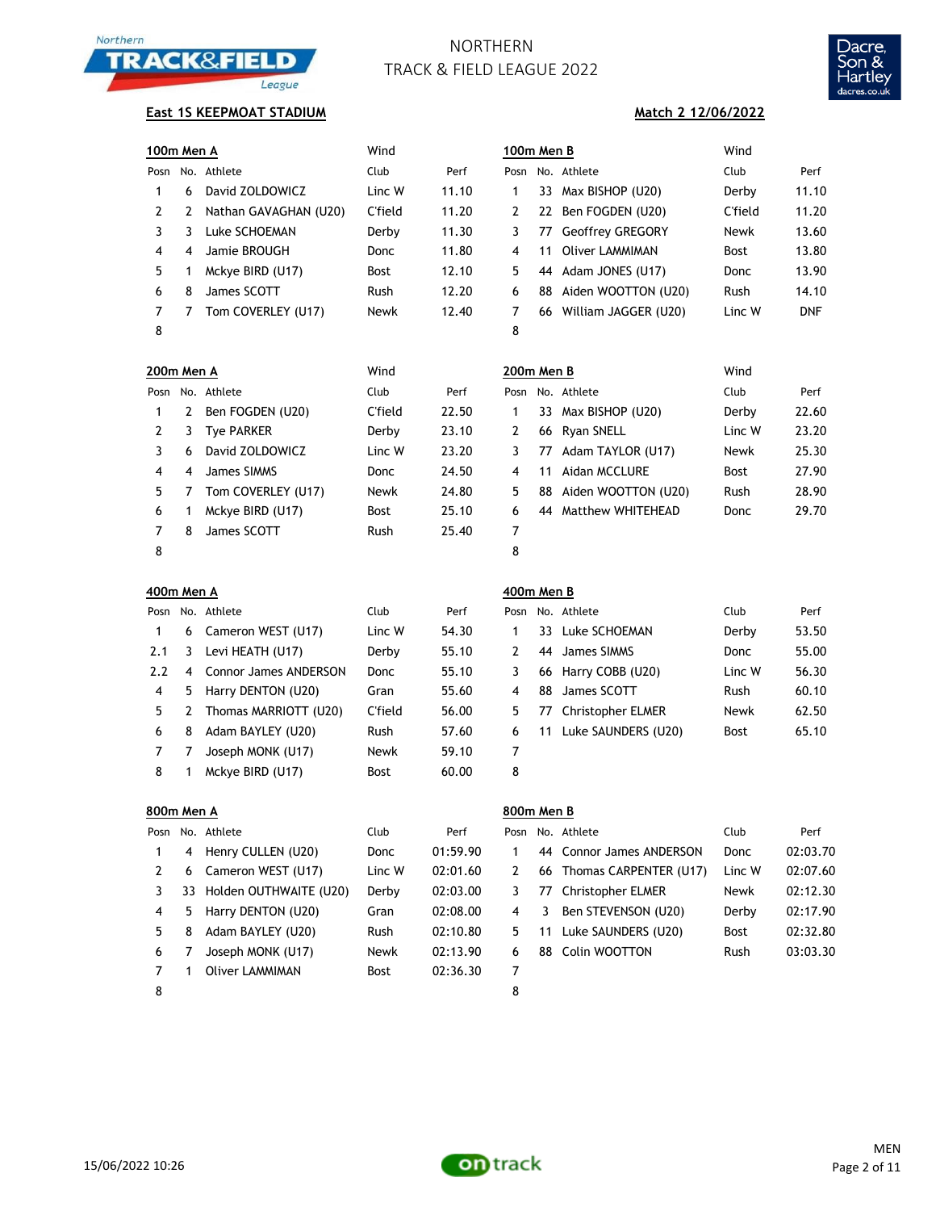NORTHERN
TRACK & FIELD LEAGUE 2022

**East 1S KEEPMOAT STADIUM**

**Match 2 12/06/2022**

### 100m Men A

Wind

| Posn | No. | Athlete | Club | Perf |
|---|---|---|---|---|
| 1 | 6 | David ZOLDOWICZ | Linc W | 11.10 |
| 2 | 2 | Nathan GAVAGHAN (U20) | C'field | 11.20 |
| 3 | 3 | Luke SCHOEMAN | Derby | 11.30 |
| 4 | 4 | Jamie BROUGH | Donc | 11.80 |
| 5 | 1 | Mckye BIRD (U17) | Bost | 12.10 |
| 6 | 8 | James SCOTT | Rush | 12.20 |
| 7 | 7 | Tom COVERLEY (U17) | Newk | 12.40 |
| 8 | | | | |

### 100m Men B

Wind

| Posn | No. | Athlete | Club | Perf |
|---|---|---|---|---|
| 1 | 33 | Max BISHOP (U20) | Derby | 11.10 |
| 2 | 22 | Ben FOGDEN (U20) | C'field | 11.20 |
| 3 | 77 | Geoffrey GREGORY | Newk | 13.60 |
| 4 | 11 | Oliver LAMMIMAN | Bost | 13.80 |
| 5 | 44 | Adam JONES (U17) | Donc | 13.90 |
| 6 | 88 | Aiden WOOTTON (U20) | Rush | 14.10 |
| 7 | 66 | William JAGGER (U20) | Linc W | DNF |
| 8 | | | | |

### 200m Men A

Wind

| Posn | No. | Athlete | Club | Perf |
|---|---|---|---|---|
| 1 | 2 | Ben FOGDEN (U20) | C'field | 22.50 |
| 2 | 3 | Tye PARKER | Derby | 23.10 |
| 3 | 6 | David ZOLDOWICZ | Linc W | 23.20 |
| 4 | 4 | James SIMMS | Donc | 24.50 |
| 5 | 7 | Tom COVERLEY (U17) | Newk | 24.80 |
| 6 | 1 | Mckye BIRD (U17) | Bost | 25.10 |
| 7 | 8 | James SCOTT | Rush | 25.40 |
| 8 | | | | |

### 200m Men B

Wind

| Posn | No. | Athlete | Club | Perf |
|---|---|---|---|---|
| 1 | 33 | Max BISHOP (U20) | Derby | 22.60 |
| 2 | 66 | Ryan SNELL | Linc W | 23.20 |
| 3 | 77 | Adam TAYLOR (U17) | Newk | 25.30 |
| 4 | 11 | Aidan MCCLURE | Bost | 27.90 |
| 5 | 88 | Aiden WOOTTON (U20) | Rush | 28.90 |
| 6 | 44 | Matthew WHITEHEAD | Donc | 29.70 |
| 7 | | | | |
| 8 | | | | |

### 400m Men A

| Posn | No. | Athlete | Club | Perf |
|---|---|---|---|---|
| 1 | 6 | Cameron WEST (U17) | Linc W | 54.30 |
| 2.1 | 3 | Levi HEATH (U17) | Derby | 55.10 |
| 2.2 | 4 | Connor James ANDERSON | Donc | 55.10 |
| 4 | 5 | Harry DENTON (U20) | Gran | 55.60 |
| 5 | 2 | Thomas MARRIOTT (U20) | C'field | 56.00 |
| 6 | 8 | Adam BAYLEY (U20) | Rush | 57.60 |
| 7 | 7 | Joseph MONK (U17) | Newk | 59.10 |
| 8 | 1 | Mckye BIRD (U17) | Bost | 60.00 |

### 400m Men B

| Posn | No. | Athlete | Club | Perf |
|---|---|---|---|---|
| 1 | 33 | Luke SCHOEMAN | Derby | 53.50 |
| 2 | 44 | James SIMMS | Donc | 55.00 |
| 3 | 66 | Harry COBB (U20) | Linc W | 56.30 |
| 4 | 88 | James SCOTT | Rush | 60.10 |
| 5 | 77 | Christopher ELMER | Newk | 62.50 |
| 6 | 11 | Luke SAUNDERS (U20) | Bost | 65.10 |
| 7 | | | | |
| 8 | | | | |

### 800m Men A

| Posn | No. | Athlete | Club | Perf |
|---|---|---|---|---|
| 1 | 4 | Henry CULLEN (U20) | Donc | 01:59.90 |
| 2 | 6 | Cameron WEST (U17) | Linc W | 02:01.60 |
| 3 | 33 | Holden OUTHWAITE (U20) | Derby | 02:03.00 |
| 4 | 5 | Harry DENTON (U20) | Gran | 02:08.00 |
| 5 | 8 | Adam BAYLEY (U20) | Rush | 02:10.80 |
| 6 | 7 | Joseph MONK (U17) | Newk | 02:13.90 |
| 7 | 1 | Oliver LAMMIMAN | Bost | 02:36.30 |
| 8 | | | | |

### 800m Men B

| Posn | No. | Athlete | Club | Perf |
|---|---|---|---|---|
| 1 | 44 | Connor James ANDERSON | Donc | 02:03.70 |
| 2 | 66 | Thomas CARPENTER (U17) | Linc W | 02:07.60 |
| 3 | 77 | Christopher ELMER | Newk | 02:12.30 |
| 4 | 3 | Ben STEVENSON (U20) | Derby | 02:17.90 |
| 5 | 11 | Luke SAUNDERS (U20) | Bost | 02:32.80 |
| 6 | 88 | Colin WOOTTON | Rush | 03:03.30 |
| 7 | | | | |
| 8 | | | | |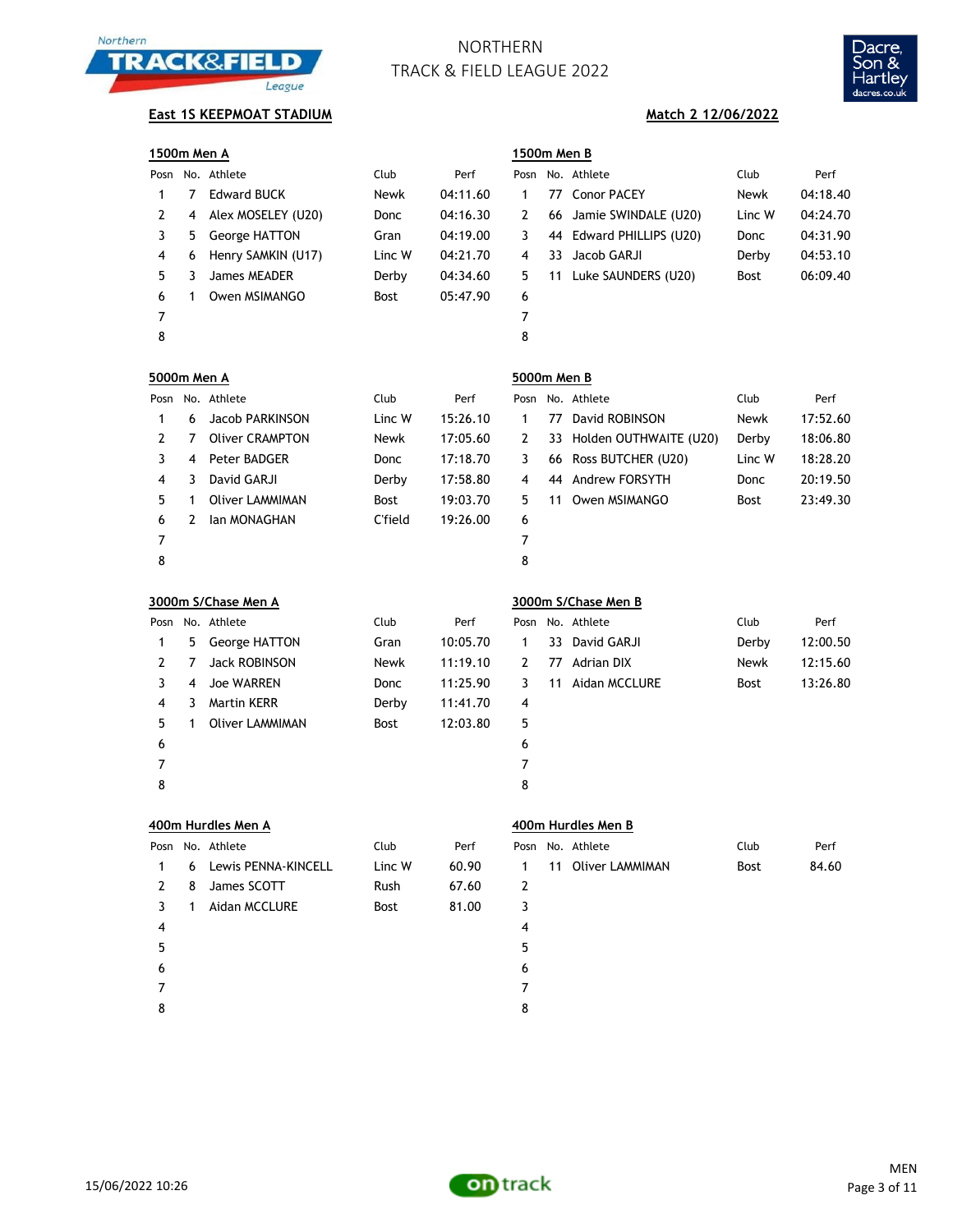# NORTHERN TRACK & FIELD LEAGUE 2022

**East 1S KEEPMOAT STADIUM** **Match 2 12/06/2022**

### 1500m Men A

| Posn | No. | Athlete | Club | Perf |
|---|---|---|---|---|
| 1 | 7 | Edward BUCK | Newk | 04:11.60 |
| 2 | 4 | Alex MOSELEY (U20) | Donc | 04:16.30 |
| 3 | 5 | George HATTON | Gran | 04:19.00 |
| 4 | 6 | Henry SAMKIN (U17) | Linc W | 04:21.70 |
| 5 | 3 | James MEADER | Derby | 04:34.60 |
| 6 | 1 | Owen MSIMANGO | Bost | 05:47.90 |
| 7 | | | | |
| 8 | | | | |

### 1500m Men B

| Posn | No. | Athlete | Club | Perf |
|---|---|---|---|---|
| 1 | 77 | Conor PACEY | Newk | 04:18.40 |
| 2 | 66 | Jamie SWINDALE (U20) | Linc W | 04:24.70 |
| 3 | 44 | Edward PHILLIPS (U20) | Donc | 04:31.90 |
| 4 | 33 | Jacob GARJI | Derby | 04:53.10 |
| 5 | 11 | Luke SAUNDERS (U20) | Bost | 06:09.40 |
| 6 | | | | |
| 7 | | | | |
| 8 | | | | |

### 5000m Men A

| Posn | No. | Athlete | Club | Perf |
|---|---|---|---|---|
| 1 | 6 | Jacob PARKINSON | Linc W | 15:26.10 |
| 2 | 7 | Oliver CRAMPTON | Newk | 17:05.60 |
| 3 | 4 | Peter BADGER | Donc | 17:18.70 |
| 4 | 3 | David GARJI | Derby | 17:58.80 |
| 5 | 1 | Oliver LAMMIMAN | Bost | 19:03.70 |
| 6 | 2 | Ian MONAGHAN | C'field | 19:26.00 |
| 7 | | | | |
| 8 | | | | |

### 5000m Men B

| Posn | No. | Athlete | Club | Perf |
|---|---|---|---|---|
| 1 | 77 | David ROBINSON | Newk | 17:52.60 |
| 2 | 33 | Holden OUTHWAITE (U20) | Derby | 18:06.80 |
| 3 | 66 | Ross BUTCHER (U20) | Linc W | 18:28.20 |
| 4 | 44 | Andrew FORSYTH | Donc | 20:19.50 |
| 5 | 11 | Owen MSIMANGO | Bost | 23:49.30 |
| 6 | | | | |
| 7 | | | | |
| 8 | | | | |

### 3000m S/Chase Men A

| Posn | No. | Athlete | Club | Perf |
|---|---|---|---|---|
| 1 | 5 | George HATTON | Gran | 10:05.70 |
| 2 | 7 | Jack ROBINSON | Newk | 11:19.10 |
| 3 | 4 | Joe WARREN | Donc | 11:25.90 |
| 4 | 3 | Martin KERR | Derby | 11:41.70 |
| 5 | 1 | Oliver LAMMIMAN | Bost | 12:03.80 |
| 6 | | | | |
| 7 | | | | |
| 8 | | | | |

### 3000m S/Chase Men B

| Posn | No. | Athlete | Club | Perf |
|---|---|---|---|---|
| 1 | 33 | David GARJI | Derby | 12:00.50 |
| 2 | 77 | Adrian DIX | Newk | 12:15.60 |
| 3 | 11 | Aidan MCCLURE | Bost | 13:26.80 |
| 4 | | | | |
| 5 | | | | |
| 6 | | | | |
| 7 | | | | |
| 8 | | | | |

### 400m Hurdles Men A

| Posn | No. | Athlete | Club | Perf |
|---|---|---|---|---|
| 1 | 6 | Lewis PENNA-KINCELL | Linc W | 60.90 |
| 2 | 8 | James SCOTT | Rush | 67.60 |
| 3 | 1 | Aidan MCCLURE | Bost | 81.00 |
| 4 | | | | |
| 5 | | | | |
| 6 | | | | |
| 7 | | | | |
| 8 | | | | |

### 400m Hurdles Men B

| Posn | No. | Athlete | Club | Perf |
|---|---|---|---|---|
| 1 | 11 | Oliver LAMMIMAN | Bost | 84.60 |
| 2 | | | | |
| 3 | | | | |
| 4 | | | | |
| 5 | | | | |
| 6 | | | | |
| 7 | | | | |
| 8 | | | | |

15/06/2022 10:26

MEN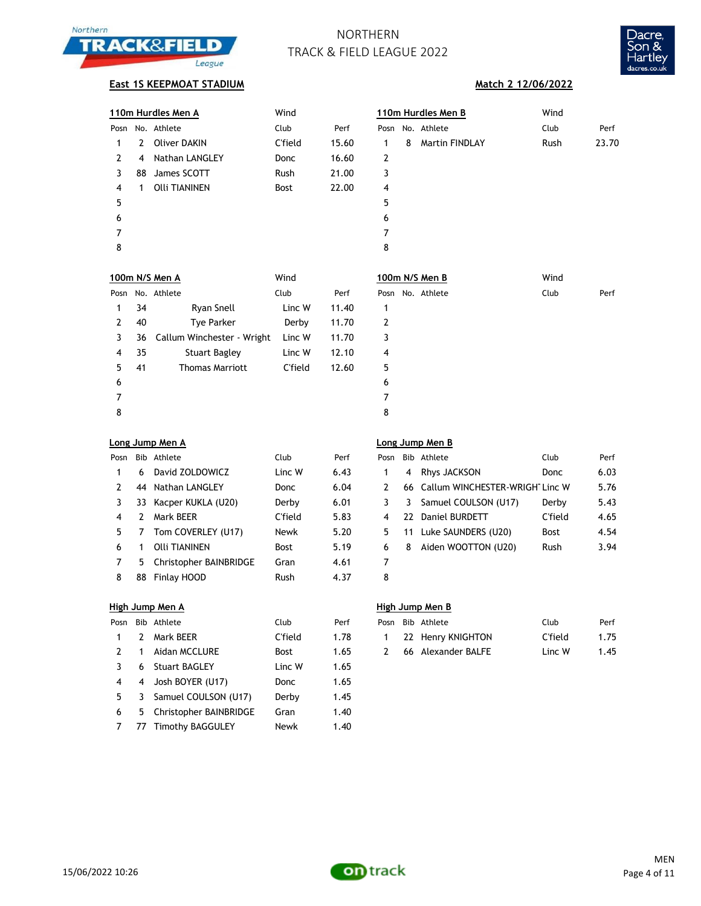# NORTHERN TRACK & FIELD LEAGUE 2022

**East 1S KEEPMOAT STADIUM** — **Match 2 12/06/2022**

### 110m Hurdles Men A

Wind

| Posn | No. | Athlete | Club | Perf |
|---|---|---|---|---|
| 1 | 2 | Oliver DAKIN | C'field | 15.60 |
| 2 | 4 | Nathan LANGLEY | Donc | 16.60 |
| 3 | 88 | James SCOTT | Rush | 21.00 |
| 4 | 1 | Olli TIANINEN | Bost | 22.00 |
| 5 | | | | |
| 6 | | | | |
| 7 | | | | |
| 8 | | | | |

### 110m Hurdles Men B

Wind

| Posn | No. | Athlete | Club | Perf |
|---|---|---|---|---|
| 1 | 8 | Martin FINDLAY | Rush | 23.70 |
| 2 | | | | |
| 3 | | | | |
| 4 | | | | |
| 5 | | | | |
| 6 | | | | |
| 7 | | | | |
| 8 | | | | |

### 100m N/S Men A

Wind

| Posn | No. | Athlete | Club | Perf |
|---|---|---|---|---|
| 1 | 34 | Ryan Snell | Linc W | 11.40 |
| 2 | 40 | Tye Parker | Derby | 11.70 |
| 3 | 36 | Callum Winchester - Wright | Linc W | 11.70 |
| 4 | 35 | Stuart Bagley | Linc W | 12.10 |
| 5 | 41 | Thomas Marriott | C'field | 12.60 |
| 6 | | | | |
| 7 | | | | |
| 8 | | | | |

### 100m N/S Men B

Wind

| Posn | No. | Athlete | Club | Perf |
|---|---|---|---|---|
| 1 | | | | |
| 2 | | | | |
| 3 | | | | |
| 4 | | | | |
| 5 | | | | |
| 6 | | | | |
| 7 | | | | |
| 8 | | | | |

### Long Jump Men A

| Posn | Bib | Athlete | Club | Perf |
|---|---|---|---|---|
| 1 | 6 | David ZOLDOWICZ | Linc W | 6.43 |
| 2 | 44 | Nathan LANGLEY | Donc | 6.04 |
| 3 | 33 | Kacper KUKLA (U20) | Derby | 6.01 |
| 4 | 2 | Mark BEER | C'field | 5.83 |
| 5 | 7 | Tom COVERLEY (U17) | Newk | 5.20 |
| 6 | 1 | Olli TIANINEN | Bost | 5.19 |
| 7 | 5 | Christopher BAINBRIDGE | Gran | 4.61 |
| 8 | 88 | Finlay HOOD | Rush | 4.37 |

### Long Jump Men B

| Posn | Bib | Athlete | Club | Perf |
|---|---|---|---|---|
| 1 | 4 | Rhys JACKSON | Donc | 6.03 |
| 2 | 66 | Callum WINCHESTER-WRIGH | Linc W | 5.76 |
| 3 | 3 | Samuel COULSON (U17) | Derby | 5.43 |
| 4 | 22 | Daniel BURDETT | C'field | 4.65 |
| 5 | 11 | Luke SAUNDERS (U20) | Bost | 4.54 |
| 6 | 8 | Aiden WOOTTON (U20) | Rush | 3.94 |
| 7 | | | | |
| 8 | | | | |

### High Jump Men A

| Posn | Bib | Athlete | Club | Perf |
|---|---|---|---|---|
| 1 | 2 | Mark BEER | C'field | 1.78 |
| 2 | 1 | Aidan MCCLURE | Bost | 1.65 |
| 3 | 6 | Stuart BAGLEY | Linc W | 1.65 |
| 4 | 4 | Josh BOYER (U17) | Donc | 1.65 |
| 5 | 3 | Samuel COULSON (U17) | Derby | 1.45 |
| 6 | 5 | Christopher BAINBRIDGE | Gran | 1.40 |
| 7 | 77 | Timothy BAGGULEY | Newk | 1.40 |

### High Jump Men B

| Posn | Bib | Athlete | Club | Perf |
|---|---|---|---|---|
| 1 | 22 | Henry KNIGHTON | C'field | 1.75 |
| 2 | 66 | Alexander BALFE | Linc W | 1.45 |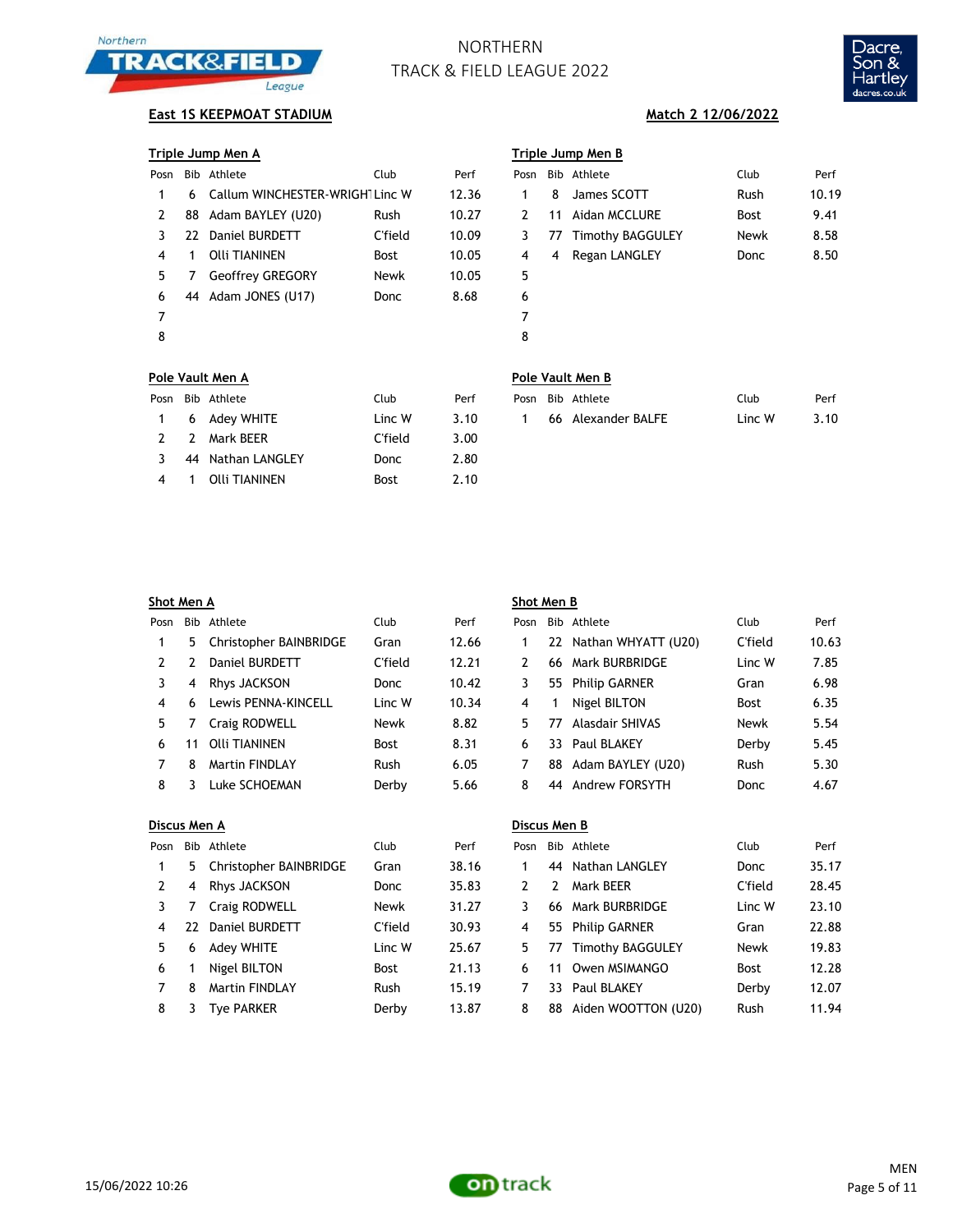# NORTHERN TRACK & FIELD LEAGUE 2022

**East 1S KEEPMOAT STADIUM** **Match 2 12/06/2022**

## Triple Jump Men A

| Posn | Bib | Athlete | Club | Perf |
|---|---|---|---|---|
| 1 | 6 | Callum WINCHESTER-WRIGHT | Linc W | 12.36 |
| 2 | 88 | Adam BAYLEY (U20) | Rush | 10.27 |
| 3 | 22 | Daniel BURDETT | C'field | 10.09 |
| 4 | 1 | Olli TIANINEN | Bost | 10.05 |
| 5 | 7 | Geoffrey GREGORY | Newk | 10.05 |
| 6 | 44 | Adam JONES (U17) | Donc | 8.68 |
| 7 | | | | |
| 8 | | | | |

## Triple Jump Men B

| Posn | Bib | Athlete | Club | Perf |
|---|---|---|---|---|
| 1 | 8 | James SCOTT | Rush | 10.19 |
| 2 | 11 | Aidan MCCLURE | Bost | 9.41 |
| 3 | 77 | Timothy BAGGULEY | Newk | 8.58 |
| 4 | 4 | Regan LANGLEY | Donc | 8.50 |
| 5 | | | | |
| 6 | | | | |
| 7 | | | | |
| 8 | | | | |

## Pole Vault Men A

| Posn | Bib | Athlete | Club | Perf |
|---|---|---|---|---|
| 1 | 6 | Adey WHITE | Linc W | 3.10 |
| 2 | 2 | Mark BEER | C'field | 3.00 |
| 3 | 44 | Nathan LANGLEY | Donc | 2.80 |
| 4 | 1 | Olli TIANINEN | Bost | 2.10 |

## Pole Vault Men B

| Posn | Bib | Athlete | Club | Perf |
|---|---|---|---|---|
| 1 | 66 | Alexander BALFE | Linc W | 3.10 |

## Shot Men A

| Posn | Bib | Athlete | Club | Perf |
|---|---|---|---|---|
| 1 | 5 | Christopher BAINBRIDGE | Gran | 12.66 |
| 2 | 2 | Daniel BURDETT | C'field | 12.21 |
| 3 | 4 | Rhys JACKSON | Donc | 10.42 |
| 4 | 6 | Lewis PENNA-KINCELL | Linc W | 10.34 |
| 5 | 7 | Craig RODWELL | Newk | 8.82 |
| 6 | 11 | Olli TIANINEN | Bost | 8.31 |
| 7 | 8 | Martin FINDLAY | Rush | 6.05 |
| 8 | 3 | Luke SCHOEMAN | Derby | 5.66 |

## Shot Men B

| Posn | Bib | Athlete | Club | Perf |
|---|---|---|---|---|
| 1 | 22 | Nathan WHYATT (U20) | C'field | 10.63 |
| 2 | 66 | Mark BURBRIDGE | Linc W | 7.85 |
| 3 | 55 | Philip GARNER | Gran | 6.98 |
| 4 | 1 | Nigel BILTON | Bost | 6.35 |
| 5 | 77 | Alasdair SHIVAS | Newk | 5.54 |
| 6 | 33 | Paul BLAKEY | Derby | 5.45 |
| 7 | 88 | Adam BAYLEY (U20) | Rush | 5.30 |
| 8 | 44 | Andrew FORSYTH | Donc | 4.67 |

## Discus Men A

| Posn | Bib | Athlete | Club | Perf |
|---|---|---|---|---|
| 1 | 5 | Christopher BAINBRIDGE | Gran | 38.16 |
| 2 | 4 | Rhys JACKSON | Donc | 35.83 |
| 3 | 7 | Craig RODWELL | Newk | 31.27 |
| 4 | 22 | Daniel BURDETT | C'field | 30.93 |
| 5 | 6 | Adey WHITE | Linc W | 25.67 |
| 6 | 1 | Nigel BILTON | Bost | 21.13 |
| 7 | 8 | Martin FINDLAY | Rush | 15.19 |
| 8 | 3 | Tye PARKER | Derby | 13.87 |

## Discus Men B

| Posn | Bib | Athlete | Club | Perf |
|---|---|---|---|---|
| 1 | 44 | Nathan LANGLEY | Donc | 35.17 |
| 2 | 2 | Mark BEER | C'field | 28.45 |
| 3 | 66 | Mark BURBRIDGE | Linc W | 23.10 |
| 4 | 55 | Philip GARNER | Gran | 22.88 |
| 5 | 77 | Timothy BAGGULEY | Newk | 19.83 |
| 6 | 11 | Owen MSIMANGO | Bost | 12.28 |
| 7 | 33 | Paul BLAKEY | Derby | 12.07 |
| 8 | 88 | Aiden WOOTTON (U20) | Rush | 11.94 |

15/06/2022 10:26

MEN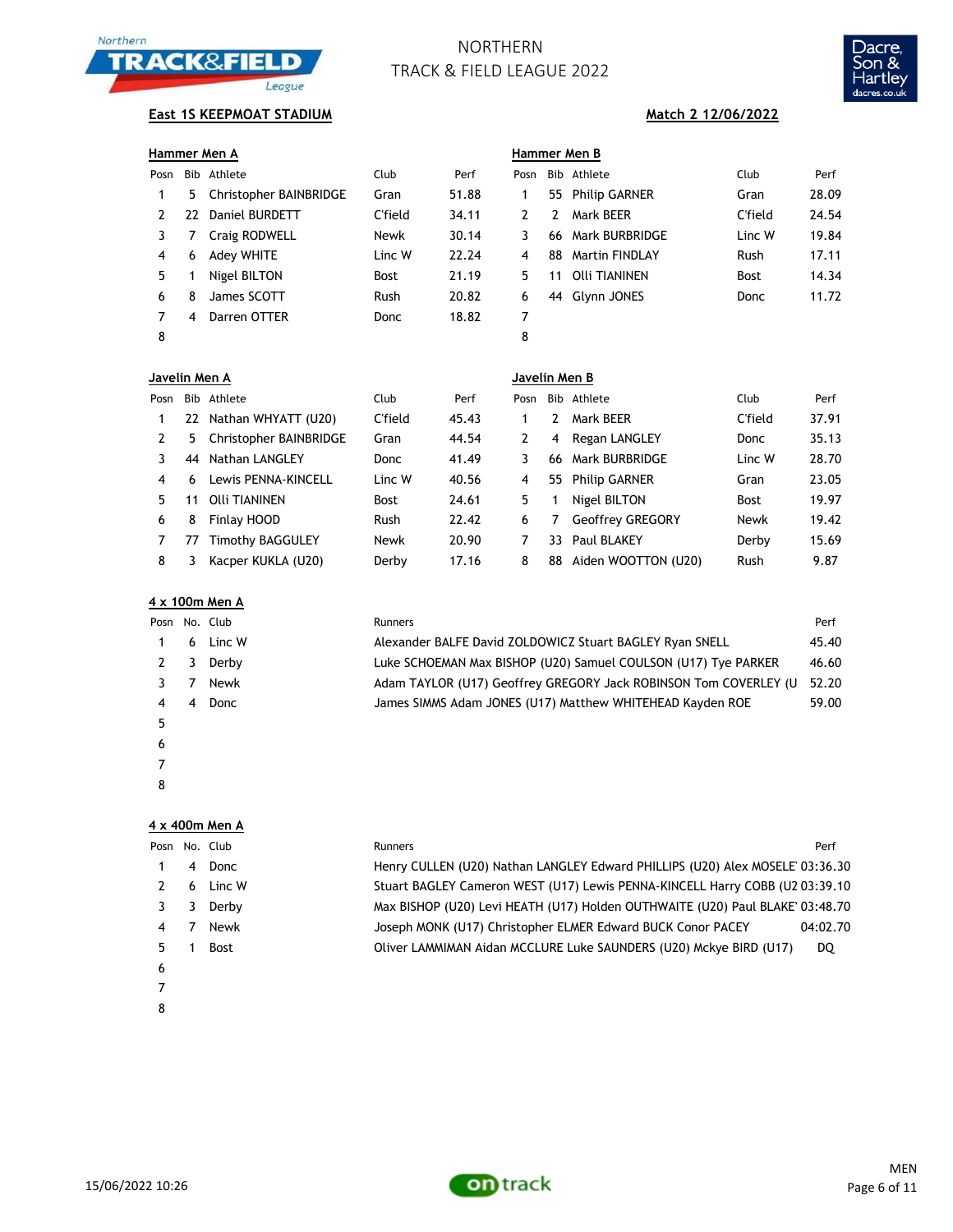# NORTHERN TRACK & FIELD LEAGUE 2022

**East 1S KEEPMOAT STADIUM** **Match 2 12/06/2022**

### Hammer Men A

| Posn | Bib | Athlete | Club | Perf |
|---|---|---|---|---|
| 1 | 5 | Christopher BAINBRIDGE | Gran | 51.88 |
| 2 | 22 | Daniel BURDETT | C'field | 34.11 |
| 3 | 7 | Craig RODWELL | Newk | 30.14 |
| 4 | 6 | Adey WHITE | Linc W | 22.24 |
| 5 | 1 | Nigel BILTON | Bost | 21.19 |
| 6 | 8 | James SCOTT | Rush | 20.82 |
| 7 | 4 | Darren OTTER | Donc | 18.82 |
| 8 | | | | |

### Hammer Men B

| Posn | Bib | Athlete | Club | Perf |
|---|---|---|---|---|
| 1 | 55 | Philip GARNER | Gran | 28.09 |
| 2 | 2 | Mark BEER | C'field | 24.54 |
| 3 | 66 | Mark BURBRIDGE | Linc W | 19.84 |
| 4 | 88 | Martin FINDLAY | Rush | 17.11 |
| 5 | 11 | Olli TIANINEN | Bost | 14.34 |
| 6 | 44 | Glynn JONES | Donc | 11.72 |
| 7 | | | | |
| 8 | | | | |

### Javelin Men A

| Posn | Bib | Athlete | Club | Perf |
|---|---|---|---|---|
| 1 | 22 | Nathan WHYATT (U20) | C'field | 45.43 |
| 2 | 5 | Christopher BAINBRIDGE | Gran | 44.54 |
| 3 | 44 | Nathan LANGLEY | Donc | 41.49 |
| 4 | 6 | Lewis PENNA-KINCELL | Linc W | 40.56 |
| 5 | 11 | Olli TIANINEN | Bost | 24.61 |
| 6 | 8 | Finlay HOOD | Rush | 22.42 |
| 7 | 77 | Timothy BAGGULEY | Newk | 20.90 |
| 8 | 3 | Kacper KUKLA (U20) | Derby | 17.16 |

### Javelin Men B

| Posn | Bib | Athlete | Club | Perf |
|---|---|---|---|---|
| 1 | 2 | Mark BEER | C'field | 37.91 |
| 2 | 4 | Regan LANGLEY | Donc | 35.13 |
| 3 | 66 | Mark BURBRIDGE | Linc W | 28.70 |
| 4 | 55 | Philip GARNER | Gran | 23.05 |
| 5 | 1 | Nigel BILTON | Bost | 19.97 |
| 6 | 7 | Geoffrey GREGORY | Newk | 19.42 |
| 7 | 33 | Paul BLAKEY | Derby | 15.69 |
| 8 | 88 | Aiden WOOTTON (U20) | Rush | 9.87 |

### 4 x 100m Men A

| Posn | No. | Club | Runners | Perf |
|---|---|---|---|---|
| 1 | 6 | Linc W | Alexander BALFE David ZOLDOWICZ Stuart BAGLEY Ryan SNELL | 45.40 |
| 2 | 3 | Derby | Luke SCHOEMAN Max BISHOP (U20) Samuel COULSON (U17) Tye PARKER | 46.60 |
| 3 | 7 | Newk | Adam TAYLOR (U17) Geoffrey GREGORY Jack ROBINSON Tom COVERLEY (U | 52.20 |
| 4 | 4 | Donc | James SIMMS Adam JONES (U17) Matthew WHITEHEAD Kayden ROE | 59.00 |
| 5 | | | | |
| 6 | | | | |
| 7 | | | | |
| 8 | | | | |

### 4 x 400m Men A

| Posn | No. | Club | Runners | Perf |
|---|---|---|---|---|
| 1 | 4 | Donc | Henry CULLEN (U20) Nathan LANGLEY Edward PHILLIPS (U20) Alex MOSELE | 03:36.30 |
| 2 | 6 | Linc W | Stuart BAGLEY Cameron WEST (U17) Lewis PENNA-KINCELL Harry COBB (U2 | 03:39.10 |
| 3 | 3 | Derby | Max BISHOP (U20) Levi HEATH (U17) Holden OUTHWAITE (U20) Paul BLAKE | 03:48.70 |
| 4 | 7 | Newk | Joseph MONK (U17) Christopher ELMER Edward BUCK Conor PACEY | 04:02.70 |
| 5 | 1 | Bost | Oliver LAMMIMAN Aidan MCCLURE Luke SAUNDERS (U20) Mckye BIRD (U17) | DQ |
| 6 | | | | |
| 7 | | | | |
| 8 | | | | |

15/06/2022 10:26

MEN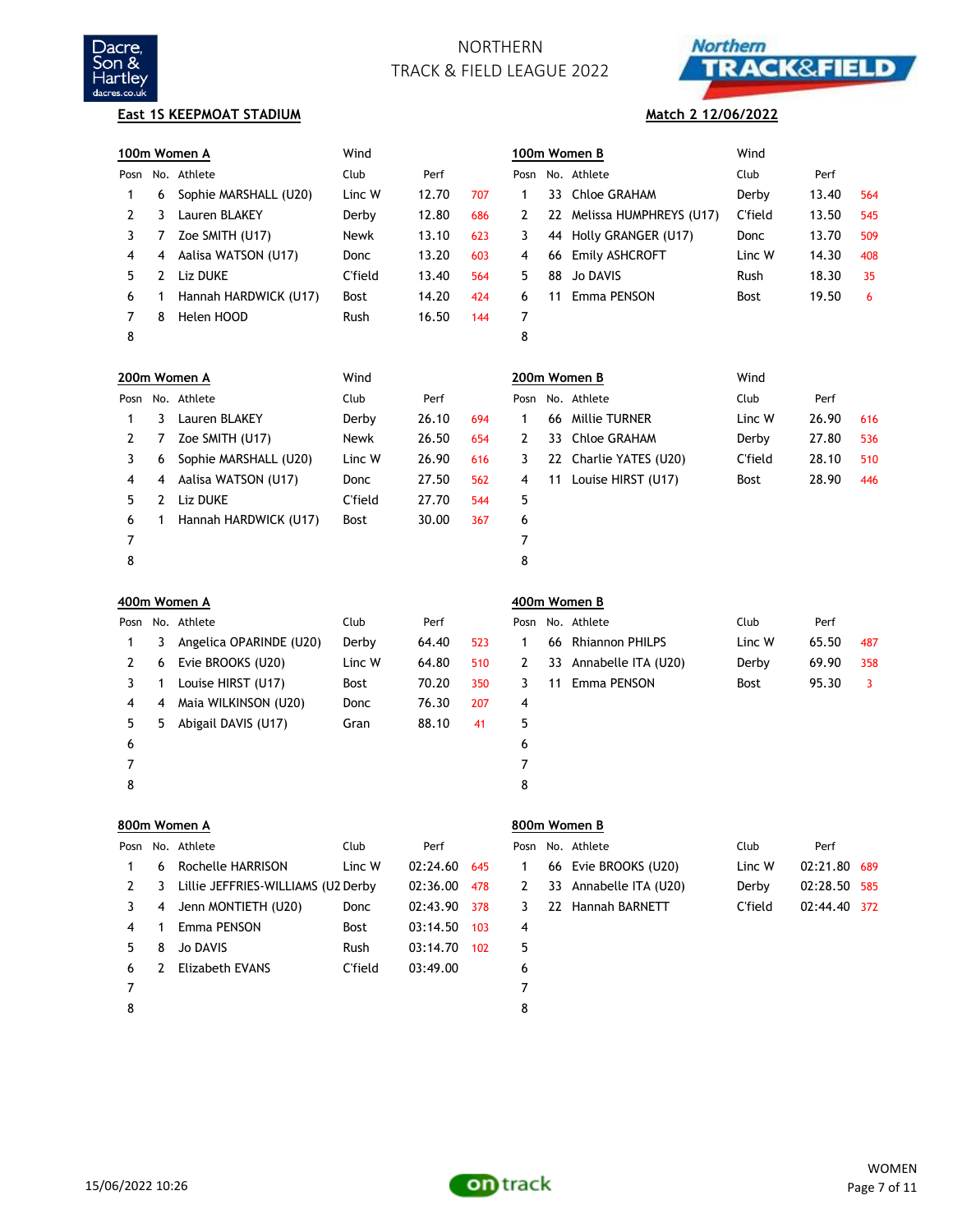# NORTHERN TRACK & FIELD LEAGUE 2022

**East 1S KEEPMOAT STADIUM** **Match 2 12/06/2022**

### 100m Women A

Wind

| Posn | No. | Athlete | Club | Perf | |
|---|---|---|---|---|---|
| 1 | 6 | Sophie MARSHALL (U20) | Linc W | 12.70 | 707 |
| 2 | 3 | Lauren BLAKEY | Derby | 12.80 | 686 |
| 3 | 7 | Zoe SMITH (U17) | Newk | 13.10 | 623 |
| 4 | 4 | Aalisa WATSON (U17) | Donc | 13.20 | 603 |
| 5 | 2 | Liz DUKE | C'field | 13.40 | 564 |
| 6 | 1 | Hannah HARDWICK (U17) | Bost | 14.20 | 424 |
| 7 | 8 | Helen HOOD | Rush | 16.50 | 144 |
| 8 | | | | | |

### 100m Women B

Wind

| Posn | No. | Athlete | Club | Perf | |
|---|---|---|---|---|---|
| 1 | 33 | Chloe GRAHAM | Derby | 13.40 | 564 |
| 2 | 22 | Melissa HUMPHREYS (U17) | C'field | 13.50 | 545 |
| 3 | 44 | Holly GRANGER (U17) | Donc | 13.70 | 509 |
| 4 | 66 | Emily ASHCROFT | Linc W | 14.30 | 408 |
| 5 | 88 | Jo DAVIS | Rush | 18.30 | 35 |
| 6 | 11 | Emma PENSON | Bost | 19.50 | 6 |
| 7 | | | | | |
| 8 | | | | | |

### 200m Women A

Wind

| Posn | No. | Athlete | Club | Perf | |
|---|---|---|---|---|---|
| 1 | 3 | Lauren BLAKEY | Derby | 26.10 | 694 |
| 2 | 7 | Zoe SMITH (U17) | Newk | 26.50 | 654 |
| 3 | 6 | Sophie MARSHALL (U20) | Linc W | 26.90 | 616 |
| 4 | 4 | Aalisa WATSON (U17) | Donc | 27.50 | 562 |
| 5 | 2 | Liz DUKE | C'field | 27.70 | 544 |
| 6 | 1 | Hannah HARDWICK (U17) | Bost | 30.00 | 367 |
| 7 | | | | | |
| 8 | | | | | |

### 200m Women B

Wind

| Posn | No. | Athlete | Club | Perf | |
|---|---|---|---|---|---|
| 1 | 66 | Millie TURNER | Linc W | 26.90 | 616 |
| 2 | 33 | Chloe GRAHAM | Derby | 27.80 | 536 |
| 3 | 22 | Charlie YATES (U20) | C'field | 28.10 | 510 |
| 4 | 11 | Louise HIRST (U17) | Bost | 28.90 | 446 |
| 5 | | | | | |
| 6 | | | | | |
| 7 | | | | | |
| 8 | | | | | |

### 400m Women A

| Posn | No. | Athlete | Club | Perf | |
|---|---|---|---|---|---|
| 1 | 3 | Angelica OPARINDE (U20) | Derby | 64.40 | 523 |
| 2 | 6 | Evie BROOKS (U20) | Linc W | 64.80 | 510 |
| 3 | 1 | Louise HIRST (U17) | Bost | 70.20 | 350 |
| 4 | 4 | Maia WILKINSON (U20) | Donc | 76.30 | 207 |
| 5 | 5 | Abigail DAVIS (U17) | Gran | 88.10 | 41 |
| 6 | | | | | |
| 7 | | | | | |
| 8 | | | | | |

### 400m Women B

| Posn | No. | Athlete | Club | Perf | |
|---|---|---|---|---|---|
| 1 | 66 | Rhiannon PHILPS | Linc W | 65.50 | 487 |
| 2 | 33 | Annabelle ITA (U20) | Derby | 69.90 | 358 |
| 3 | 11 | Emma PENSON | Bost | 95.30 | 3 |
| 4 | | | | | |
| 5 | | | | | |
| 6 | | | | | |
| 7 | | | | | |
| 8 | | | | | |

### 800m Women A

| Posn | No. | Athlete | Club | Perf | |
|---|---|---|---|---|---|
| 1 | 6 | Rochelle HARRISON | Linc W | 02:24.60 | 645 |
| 2 | 3 | Lillie JEFFRIES-WILLIAMS (U2 | Derby | 02:36.00 | 478 |
| 3 | 4 | Jenn MONTIETH (U20) | Donc | 02:43.90 | 378 |
| 4 | 1 | Emma PENSON | Bost | 03:14.50 | 103 |
| 5 | 8 | Jo DAVIS | Rush | 03:14.70 | 102 |
| 6 | 2 | Elizabeth EVANS | C'field | 03:49.00 | |
| 7 | | | | | |
| 8 | | | | | |

### 800m Women B

| Posn | No. | Athlete | Club | Perf | |
|---|---|---|---|---|---|
| 1 | 66 | Evie BROOKS (U20) | Linc W | 02:21.80 | 689 |
| 2 | 33 | Annabelle ITA (U20) | Derby | 02:28.50 | 585 |
| 3 | 22 | Hannah BARNETT | C'field | 02:44.40 | 372 |
| 4 | | | | | |
| 5 | | | | | |
| 6 | | | | | |
| 7 | | | | | |
| 8 | | | | | |

15/06/2022 10:26

WOMEN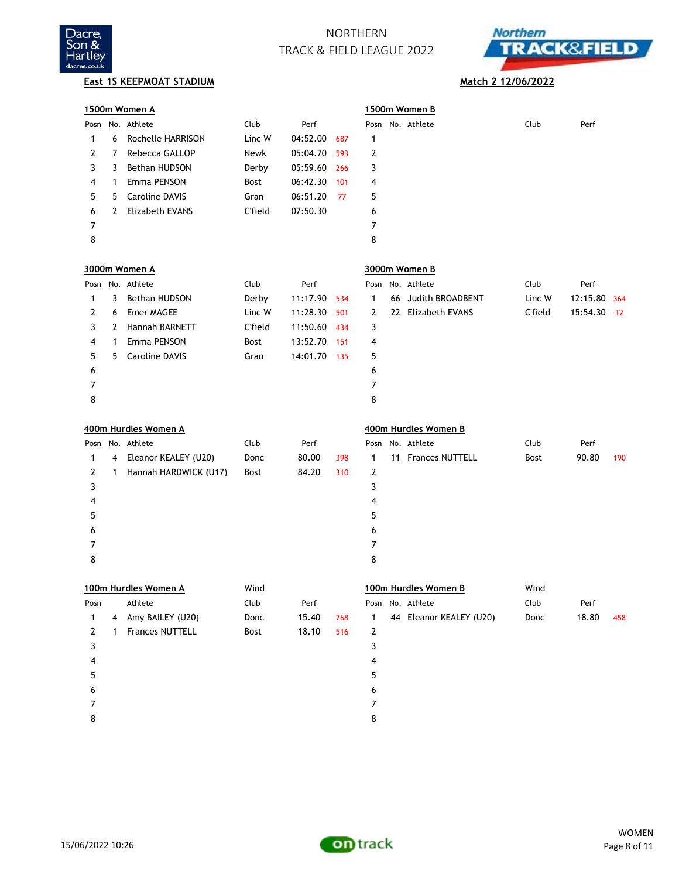# NORTHERN TRACK & FIELD LEAGUE 2022

**East 1S KEEPMOAT STADIUM** — **Match 2 12/06/2022**

## 1500m Women A

| Posn | No. | Athlete | Club | Perf | Pts |
|---|---|---|---|---|---|
| 1 | 6 | Rochelle HARRISON | Linc W | 04:52.00 | 687 |
| 2 | 7 | Rebecca GALLOP | Newk | 05:04.70 | 593 |
| 3 | 3 | Bethan HUDSON | Derby | 05:59.60 | 266 |
| 4 | 1 | Emma PENSON | Bost | 06:42.30 | 101 |
| 5 | 5 | Caroline DAVIS | Gran | 06:51.20 | 77 |
| 6 | 2 | Elizabeth EVANS | C'field | 07:50.30 | |
| 7 | | | | | |
| 8 | | | | | |

## 1500m Women B

| Posn | No. | Athlete | Club | Perf | Pts |
|---|---|---|---|---|---|
| 1 | | | | | |
| 2 | | | | | |
| 3 | | | | | |
| 4 | | | | | |
| 5 | | | | | |
| 6 | | | | | |
| 7 | | | | | |
| 8 | | | | | |

## 3000m Women A

| Posn | No. | Athlete | Club | Perf | Pts |
|---|---|---|---|---|---|
| 1 | 3 | Bethan HUDSON | Derby | 11:17.90 | 534 |
| 2 | 6 | Emer MAGEE | Linc W | 11:28.30 | 501 |
| 3 | 2 | Hannah BARNETT | C'field | 11:50.60 | 434 |
| 4 | 1 | Emma PENSON | Bost | 13:52.70 | 151 |
| 5 | 5 | Caroline DAVIS | Gran | 14:01.70 | 135 |
| 6 | | | | | |
| 7 | | | | | |
| 8 | | | | | |

## 3000m Women B

| Posn | No. | Athlete | Club | Perf | Pts |
|---|---|---|---|---|---|
| 1 | 66 | Judith BROADBENT | Linc W | 12:15.80 | 364 |
| 2 | 22 | Elizabeth EVANS | C'field | 15:54.30 | 12 |
| 3 | | | | | |
| 4 | | | | | |
| 5 | | | | | |
| 6 | | | | | |
| 7 | | | | | |
| 8 | | | | | |

## 400m Hurdles Women A

| Posn | No. | Athlete | Club | Perf | Pts |
|---|---|---|---|---|---|
| 1 | 4 | Eleanor KEALEY (U20) | Donc | 80.00 | 398 |
| 2 | 1 | Hannah HARDWICK (U17) | Bost | 84.20 | 310 |
| 3 | | | | | |
| 4 | | | | | |
| 5 | | | | | |
| 6 | | | | | |
| 7 | | | | | |
| 8 | | | | | |

## 400m Hurdles Women B

| Posn | No. | Athlete | Club | Perf | Pts |
|---|---|---|---|---|---|
| 1 | 11 | Frances NUTTELL | Bost | 90.80 | 190 |
| 2 | | | | | |
| 3 | | | | | |
| 4 | | | | | |
| 5 | | | | | |
| 6 | | | | | |
| 7 | | | | | |
| 8 | | | | | |

## 100m Hurdles Women A

Wind

| Posn | No. | Athlete | Club | Perf | Pts |
|---|---|---|---|---|---|
| 1 | 4 | Amy BAILEY (U20) | Donc | 15.40 | 768 |
| 2 | 1 | Frances NUTTELL | Bost | 18.10 | 516 |
| 3 | | | | | |
| 4 | | | | | |
| 5 | | | | | |
| 6 | | | | | |
| 7 | | | | | |
| 8 | | | | | |

## 100m Hurdles Women B

Wind

| Posn | No. | Athlete | Club | Perf | Pts |
|---|---|---|---|---|---|
| 1 | 44 | Eleanor KEALEY (U20) | Donc | 18.80 | 458 |
| 2 | | | | | |
| 3 | | | | | |
| 4 | | | | | |
| 5 | | | | | |
| 6 | | | | | |
| 7 | | | | | |
| 8 | | | | | |

15/06/2022 10:26

WOMEN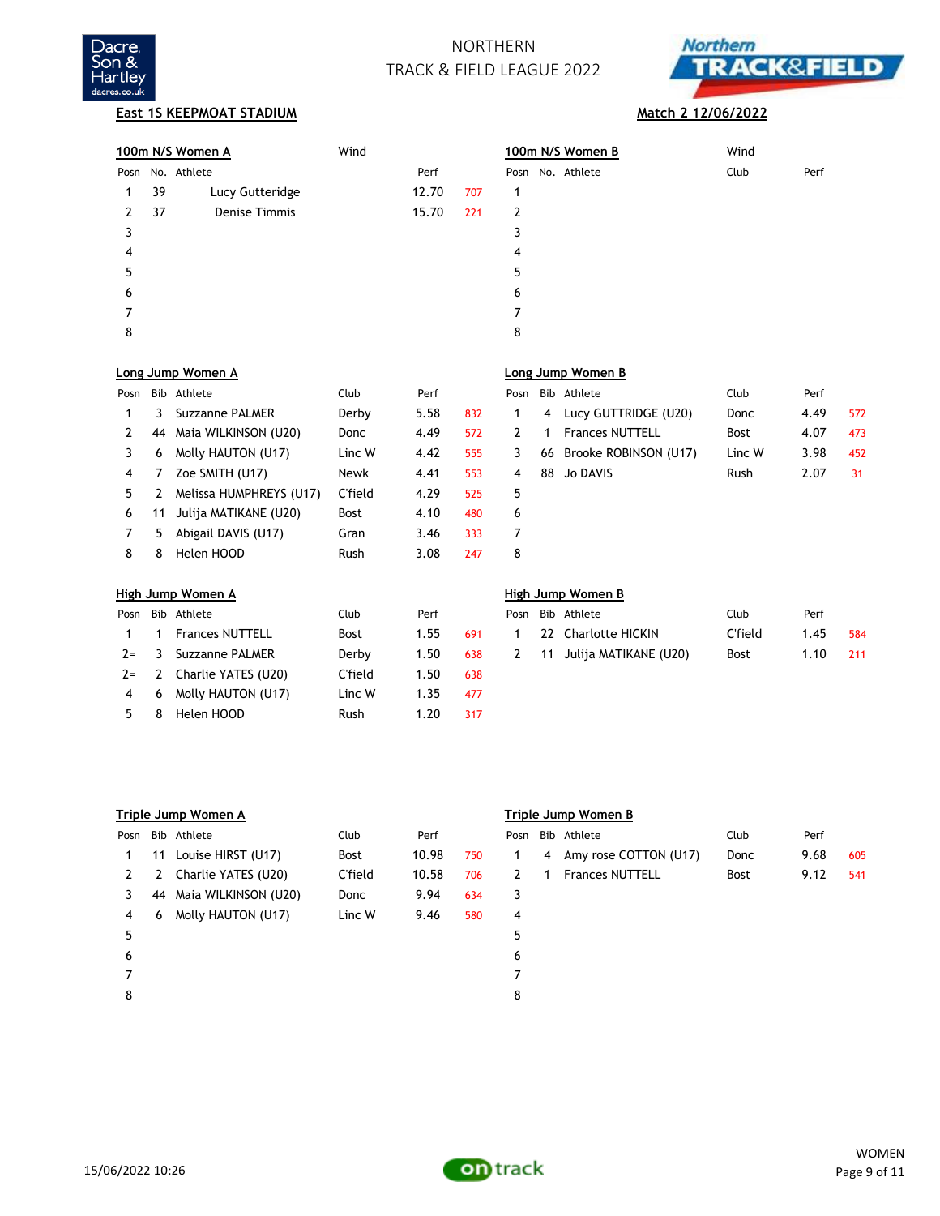NORTHERN
TRACK & FIELD LEAGUE 2022

**East 1S KEEPMOAT STADIUM** — **Match 2 12/06/2022**

### 100m N/S Women A

Wind

| Posn | No. | Athlete | Perf | |
|---|---|---|---|---|
| 1 | 39 | Lucy Gutteridge | 12.70 | 707 |
| 2 | 37 | Denise Timmis | 15.70 | 221 |
| 3 | | | | |
| 4 | | | | |
| 5 | | | | |
| 6 | | | | |
| 7 | | | | |
| 8 | | | | |

### 100m N/S Women B

Wind

| Posn | No. | Athlete | Club | Perf |
|---|---|---|---|---|
| 1 | | | | |
| 2 | | | | |
| 3 | | | | |
| 4 | | | | |
| 5 | | | | |
| 6 | | | | |
| 7 | | | | |
| 8 | | | | |

### Long Jump Women A

| Posn | Bib | Athlete | Club | Perf | |
|---|---|---|---|---|---|
| 1 | 3 | Suzzanne PALMER | Derby | 5.58 | 832 |
| 2 | 44 | Maia WILKINSON (U20) | Donc | 4.49 | 572 |
| 3 | 6 | Molly HAUTON (U17) | Linc W | 4.42 | 555 |
| 4 | 7 | Zoe SMITH (U17) | Newk | 4.41 | 553 |
| 5 | 2 | Melissa HUMPHREYS (U17) | C'field | 4.29 | 525 |
| 6 | 11 | Julija MATIKANE (U20) | Bost | 4.10 | 480 |
| 7 | 5 | Abigail DAVIS (U17) | Gran | 3.46 | 333 |
| 8 | 8 | Helen HOOD | Rush | 3.08 | 247 |

### Long Jump Women B

| Posn | Bib | Athlete | Club | Perf | |
|---|---|---|---|---|---|
| 1 | 4 | Lucy GUTTRIDGE (U20) | Donc | 4.49 | 572 |
| 2 | 1 | Frances NUTTELL | Bost | 4.07 | 473 |
| 3 | 66 | Brooke ROBINSON (U17) | Linc W | 3.98 | 452 |
| 4 | 88 | Jo DAVIS | Rush | 2.07 | 31 |
| 5 | | | | | |
| 6 | | | | | |
| 7 | | | | | |
| 8 | | | | | |

### High Jump Women A

| Posn | Bib | Athlete | Club | Perf | |
|---|---|---|---|---|---|
| 1 | 1 | Frances NUTTELL | Bost | 1.55 | 691 |
| 2= | 3 | Suzzanne PALMER | Derby | 1.50 | 638 |
| 2= | 2 | Charlie YATES (U20) | C'field | 1.50 | 638 |
| 4 | 6 | Molly HAUTON (U17) | Linc W | 1.35 | 477 |
| 5 | 8 | Helen HOOD | Rush | 1.20 | 317 |

### High Jump Women B

| Posn | Bib | Athlete | Club | Perf | |
|---|---|---|---|---|---|
| 1 | 22 | Charlotte HICKIN | C'field | 1.45 | 584 |
| 2 | 11 | Julija MATIKANE (U20) | Bost | 1.10 | 211 |

### Triple Jump Women A

| Posn | Bib | Athlete | Club | Perf | |
|---|---|---|---|---|---|
| 1 | 11 | Louise HIRST (U17) | Bost | 10.98 | 750 |
| 2 | 2 | Charlie YATES (U20) | C'field | 10.58 | 706 |
| 3 | 44 | Maia WILKINSON (U20) | Donc | 9.94 | 634 |
| 4 | 6 | Molly HAUTON (U17) | Linc W | 9.46 | 580 |
| 5 | | | | | |
| 6 | | | | | |
| 7 | | | | | |
| 8 | | | | | |

### Triple Jump Women B

| Posn | Bib | Athlete | Club | Perf | |
|---|---|---|---|---|---|
| 1 | 4 | Amy rose COTTON (U17) | Donc | 9.68 | 605 |
| 2 | 1 | Frances NUTTELL | Bost | 9.12 | 541 |
| 3 | | | | | |
| 4 | | | | | |
| 5 | | | | | |
| 6 | | | | | |
| 7 | | | | | |
| 8 | | | | | |

15/06/2022 10:26

WOMEN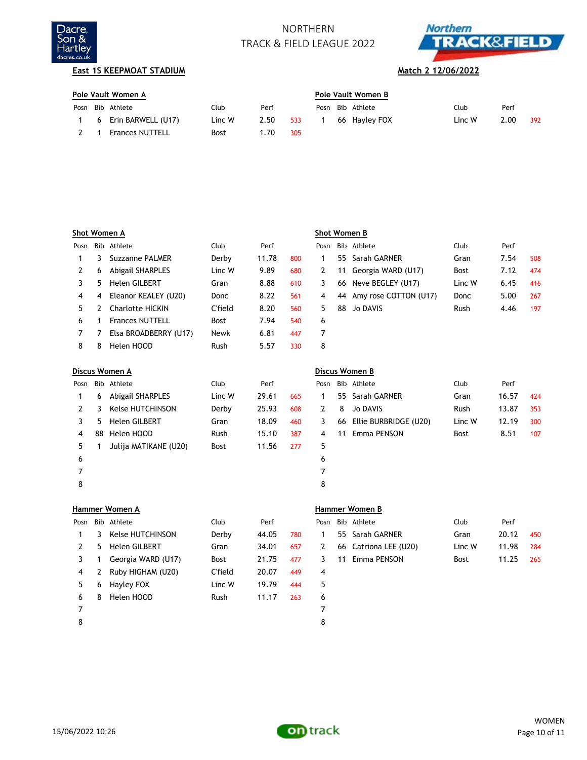# NORTHERN TRACK & FIELD LEAGUE 2022

**East 1S KEEPMOAT STADIUM**

**Match 2 12/06/2022**

## Pole Vault Women A

| Posn | Bib | Athlete | Club | Perf | |
|---|---|---|---|---|---|
| 1 | 6 | Erin BARWELL (U17) | Linc W | 2.50 | 533 |
| 2 | 1 | Frances NUTTELL | Bost | 1.70 | 305 |

## Pole Vault Women B

| Posn | Bib | Athlete | Club | Perf | |
|---|---|---|---|---|---|
| 1 | 66 | Hayley FOX | Linc W | 2.00 | 392 |

## Shot Women A

| Posn | Bib | Athlete | Club | Perf | |
|---|---|---|---|---|---|
| 1 | 3 | Suzzanne PALMER | Derby | 11.78 | 800 |
| 2 | 6 | Abigail SHARPLES | Linc W | 9.89 | 680 |
| 3 | 5 | Helen GILBERT | Gran | 8.88 | 610 |
| 4 | 4 | Eleanor KEALEY (U20) | Donc | 8.22 | 561 |
| 5 | 2 | Charlotte HICKIN | C'field | 8.20 | 560 |
| 6 | 1 | Frances NUTTELL | Bost | 7.94 | 540 |
| 7 | 7 | Elsa BROADBERRY (U17) | Newk | 6.81 | 447 |
| 8 | 8 | Helen HOOD | Rush | 5.57 | 330 |

## Shot Women B

| Posn | Bib | Athlete | Club | Perf | |
|---|---|---|---|---|---|
| 1 | 55 | Sarah GARNER | Gran | 7.54 | 508 |
| 2 | 11 | Georgia WARD (U17) | Bost | 7.12 | 474 |
| 3 | 66 | Neve BEGLEY (U17) | Linc W | 6.45 | 416 |
| 4 | 44 | Amy rose COTTON (U17) | Donc | 5.00 | 267 |
| 5 | 88 | Jo DAVIS | Rush | 4.46 | 197 |
| 6 | | | | | |
| 7 | | | | | |
| 8 | | | | | |

## Discus Women A

| Posn | Bib | Athlete | Club | Perf | |
|---|---|---|---|---|---|
| 1 | 6 | Abigail SHARPLES | Linc W | 29.61 | 665 |
| 2 | 3 | Kelse HUTCHINSON | Derby | 25.93 | 608 |
| 3 | 5 | Helen GILBERT | Gran | 18.09 | 460 |
| 4 | 88 | Helen HOOD | Rush | 15.10 | 387 |
| 5 | 1 | Julija MATIKANE (U20) | Bost | 11.56 | 277 |
| 6 | | | | | |
| 7 | | | | | |
| 8 | | | | | |

## Discus Women B

| Posn | Bib | Athlete | Club | Perf | |
|---|---|---|---|---|---|
| 1 | 55 | Sarah GARNER | Gran | 16.57 | 424 |
| 2 | 8 | Jo DAVIS | Rush | 13.87 | 353 |
| 3 | 66 | Ellie BURBRIDGE (U20) | Linc W | 12.19 | 300 |
| 4 | 11 | Emma PENSON | Bost | 8.51 | 107 |
| 5 | | | | | |
| 6 | | | | | |
| 7 | | | | | |
| 8 | | | | | |

## Hammer Women A

| Posn | Bib | Athlete | Club | Perf | |
|---|---|---|---|---|---|
| 1 | 3 | Kelse HUTCHINSON | Derby | 44.05 | 780 |
| 2 | 5 | Helen GILBERT | Gran | 34.01 | 657 |
| 3 | 1 | Georgia WARD (U17) | Bost | 21.75 | 477 |
| 4 | 2 | Ruby HIGHAM (U20) | C'field | 20.07 | 449 |
| 5 | 6 | Hayley FOX | Linc W | 19.79 | 444 |
| 6 | 8 | Helen HOOD | Rush | 11.17 | 263 |
| 7 | | | | | |
| 8 | | | | | |

## Hammer Women B

| Posn | Bib | Athlete | Club | Perf | |
|---|---|---|---|---|---|
| 1 | 55 | Sarah GARNER | Gran | 20.12 | 450 |
| 2 | 66 | Catriona LEE (U20) | Linc W | 11.98 | 284 |
| 3 | 11 | Emma PENSON | Bost | 11.25 | 265 |
| 4 | | | | | |
| 5 | | | | | |
| 6 | | | | | |
| 7 | | | | | |
| 8 | | | | | |

15/06/2022 10:26

WOMEN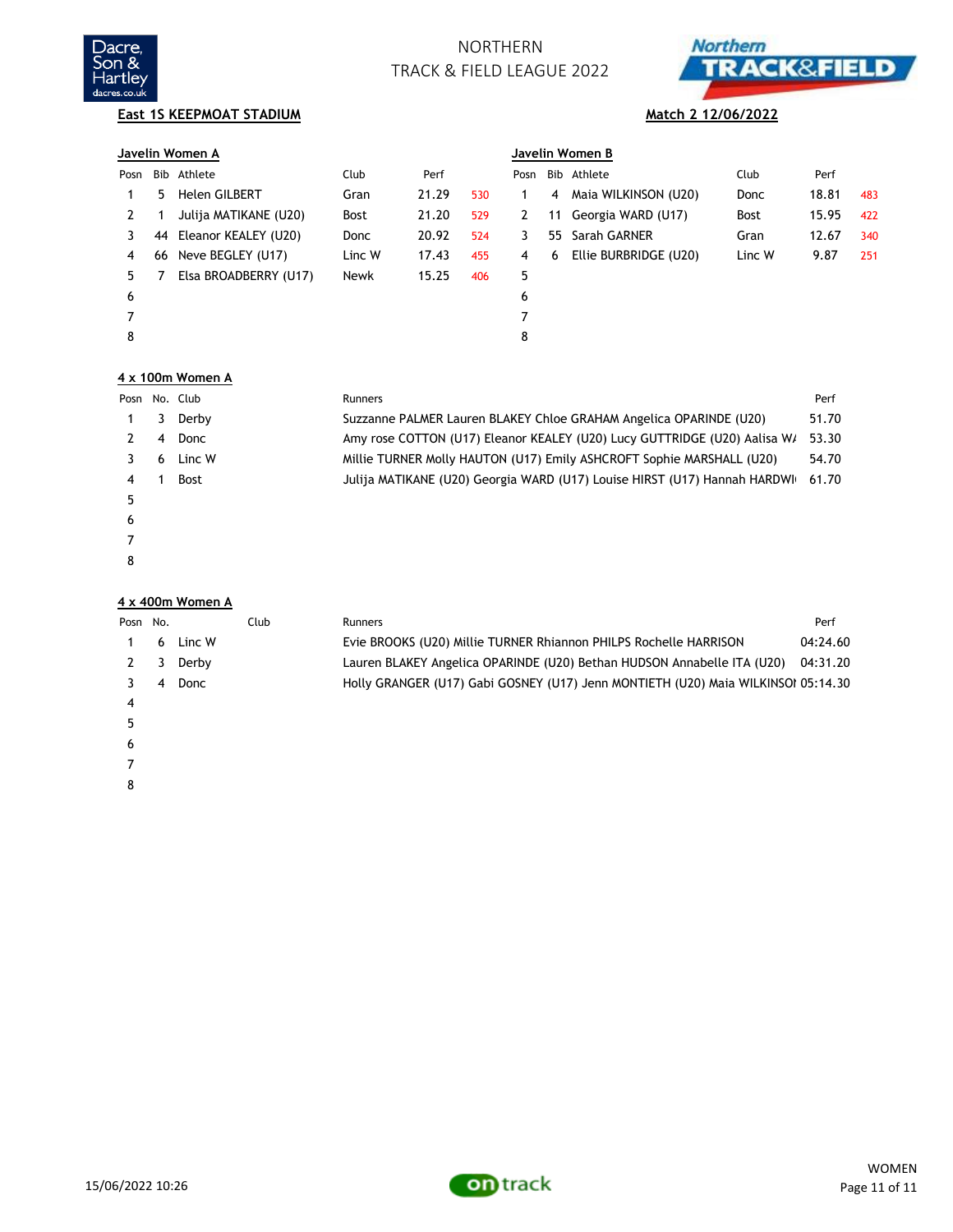NORTHERN
TRACK & FIELD LEAGUE 2022

**East 1S KEEPMOAT STADIUM** **Match 2 12/06/2022**

**Javelin Women A**

| Posn | Bib | Athlete | Club | Perf | |
|---|---|---|---|---|---|
| 1 | 5 | Helen GILBERT | Gran | 21.29 | 530 |
| 2 | 1 | Julija MATIKANE (U20) | Bost | 21.20 | 529 |
| 3 | 44 | Eleanor KEALEY (U20) | Donc | 20.92 | 524 |
| 4 | 66 | Neve BEGLEY (U17) | Linc W | 17.43 | 455 |
| 5 | 7 | Elsa BROADBERRY (U17) | Newk | 15.25 | 406 |
| 6 | | | | | |
| 7 | | | | | |
| 8 | | | | | |

**Javelin Women B**

| Posn | Bib | Athlete | Club | Perf | |
|---|---|---|---|---|---|
| 1 | 4 | Maia WILKINSON (U20) | Donc | 18.81 | 483 |
| 2 | 11 | Georgia WARD (U17) | Bost | 15.95 | 422 |
| 3 | 55 | Sarah GARNER | Gran | 12.67 | 340 |
| 4 | 6 | Ellie BURBRIDGE (U20) | Linc W | 9.87 | 251 |
| 5 | | | | | |
| 6 | | | | | |
| 7 | | | | | |
| 8 | | | | | |

**4 x 100m Women A**

| Posn | No. | Club | Runners | Perf |
|---|---|---|---|---|
| 1 | 3 | Derby | Suzzanne PALMER Lauren BLAKEY Chloe GRAHAM Angelica OPARINDE (U20) | 51.70 |
| 2 | 4 | Donc | Amy rose COTTON (U17) Eleanor KEALEY (U20) Lucy GUTTRIDGE (U20) Aalisa W/ | 53.30 |
| 3 | 6 | Linc W | Millie TURNER Molly HAUTON (U17) Emily ASHCROFT Sophie MARSHALL (U20) | 54.70 |
| 4 | 1 | Bost | Julija MATIKANE (U20) Georgia WARD (U17) Louise HIRST (U17) Hannah HARDWI | 61.70 |
| 5 | | | | |
| 6 | | | | |
| 7 | | | | |
| 8 | | | | |

**4 x 400m Women A**

| Posn | No. | Club | Runners | Perf |
|---|---|---|---|---|
| 1 | 6 | Linc W | Evie BROOKS (U20) Millie TURNER Rhiannon PHILPS Rochelle HARRISON | 04:24.60 |
| 2 | 3 | Derby | Lauren BLAKEY Angelica OPARINDE (U20) Bethan HUDSON Annabelle ITA (U20) | 04:31.20 |
| 3 | 4 | Donc | Holly GRANGER (U17) Gabi GOSNEY (U17) Jenn MONTIETH (U20) Maia WILKINSOI | 05:14.30 |
| 4 | | | | |
| 5 | | | | |
| 6 | | | | |
| 7 | | | | |
| 8 | | | | |

15/06/2022 10:26

WOMEN